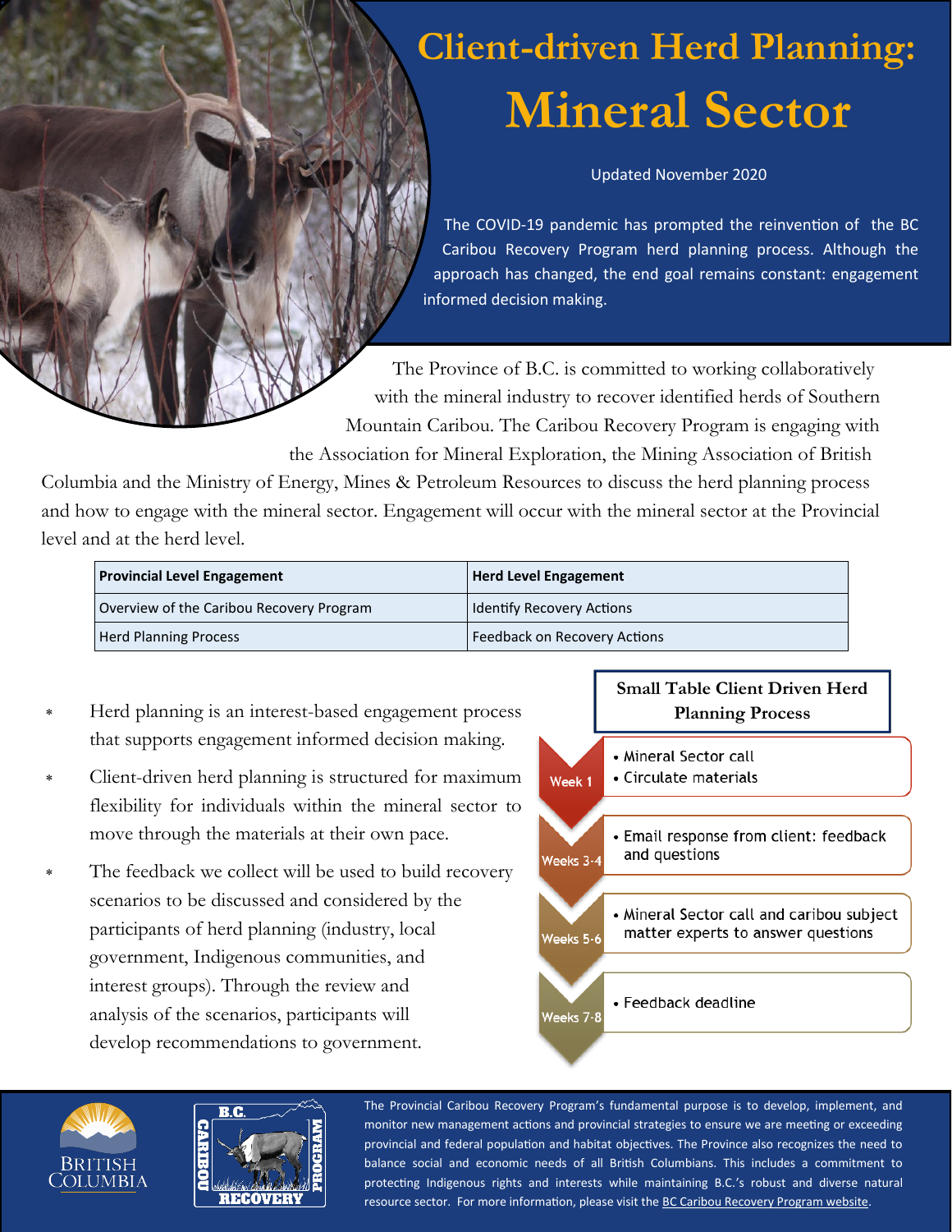# Client-driven Herd Planning: Mineral Sector

Updated November 2020

The COVID-19 pandemic has prompted the reinvention of the BC Caribou Recovery Program herd planning process. Although the approach has changed, the end goal remains constant: engagement informed decision making.

The Province of B.C. is committed to working collaboratively with the mineral industry to recover identified herds of Southern Mountain Caribou. The Caribou Recovery Program is engaging with the Association for Mineral Exploration, the Mining Association of British Columbia and the Ministry of Energy, Mines & Petroleum Resources to discuss the herd planning process and how to engage with the mineral sector. Engagement will occur with the mineral sector at the Provincial level and at the herd level.

| Provincial Level Engagement | Herd Level Engagement |
| --- | --- |
| Overview of the Caribou Recovery Program | Identify Recovery Actions |
| Herd Planning Process | Feedback on Recovery Actions |

- Herd planning is an interest-based engagement process that supports engagement informed decision making.
- Client-driven herd planning is structured for maximum flexibility for individuals within the mineral sector to move through the materials at their own pace.
- The feedback we collect will be used to build recovery scenarios to be discussed and considered by the participants of herd planning (industry, local government, Indigenous communities, and interest groups). Through the review and analysis of the scenarios, participants will develop recommendations to government.

### Small Table Client Driven Herd Planning Process

- **Week 1**
  - Mineral Sector call
  - Circulate materials
- **Weeks 3-4**
  - Email response from client: feedback and questions
- **Weeks 5-6**
  - Mineral Sector call and caribou subject matter experts to answer questions
- **Weeks 7-8**
  - Feedback deadline

The Provincial Caribou Recovery Program's fundamental purpose is to develop, implement, and monitor new management actions and provincial strategies to ensure we are meeting or exceeding provincial and federal population and habitat objectives. The Province also recognizes the need to balance social and economic needs of all British Columbians. This includes a commitment to protecting Indigenous rights and interests while maintaining B.C.'s robust and diverse natural resource sector. For more information, please visit the BC Caribou Recovery Program website.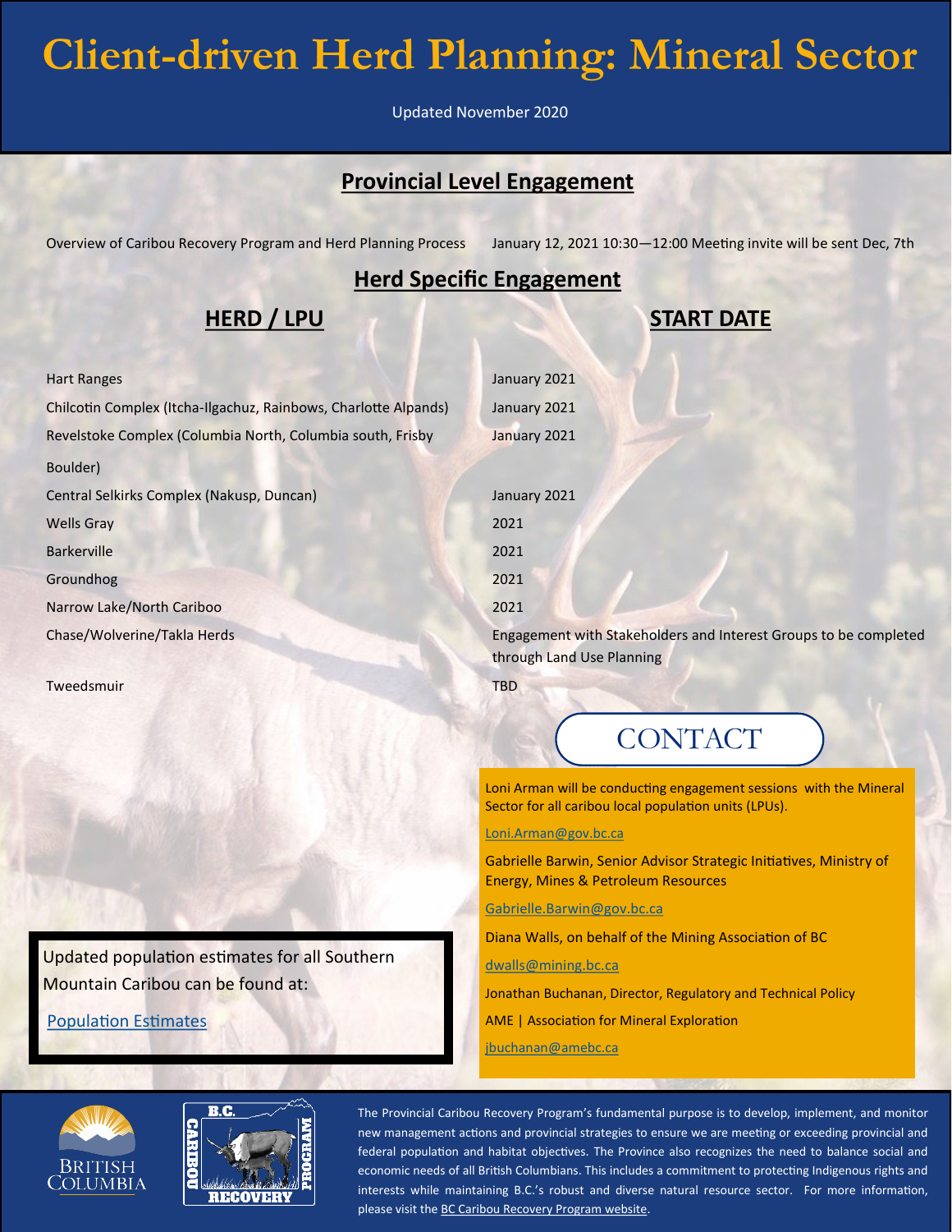# Client-driven Herd Planning: Mineral Sector

Updated November 2020

## Provincial Level Engagement

Overview of Caribou Recovery Program and Herd Planning Process — January 12, 2021 10:30—12:00 Meeting invite will be sent Dec, 7th

## Herd Specific Engagement

| HERD / LPU | START DATE |
| --- | --- |
| Hart Ranges | January 2021 |
| Chilcotin Complex (Itcha-Ilgachuz, Rainbows, Charlotte Alpands) | January 2021 |
| Revelstoke Complex (Columbia North, Columbia south, Frisby Boulder) | January 2021 |
| Central Selkirks Complex (Nakusp, Duncan) | January 2021 |
| Wells Gray | 2021 |
| Barkerville | 2021 |
| Groundhog | 2021 |
| Narrow Lake/North Cariboo | 2021 |
| Chase/Wolverine/Takla Herds | Engagement with Stakeholders and Interest Groups to be completed through Land Use Planning |
| Tweedsmuir | TBD |

## CONTACT

Loni Arman will be conducting engagement sessions with the Mineral Sector for all caribou local population units (LPUs).

Loni.Arman@gov.bc.ca

Gabrielle Barwin, Senior Advisor Strategic Initiatives, Ministry of Energy, Mines & Petroleum Resources

Gabrielle.Barwin@gov.bc.ca

Diana Walls, on behalf of the Mining Association of BC

dwalls@mining.bc.ca

Jonathan Buchanan, Director, Regulatory and Technical Policy

AME | Association for Mineral Exploration

jbuchanan@amebc.ca

Updated population estimates for all Southern Mountain Caribou can be found at:

Population Estimates

The Provincial Caribou Recovery Program's fundamental purpose is to develop, implement, and monitor new management actions and provincial strategies to ensure we are meeting or exceeding provincial and federal population and habitat objectives. The Province also recognizes the need to balance social and economic needs of all British Columbians. This includes a commitment to protecting Indigenous rights and interests while maintaining B.C.'s robust and diverse natural resource sector. For more information, please visit the BC Caribou Recovery Program website.